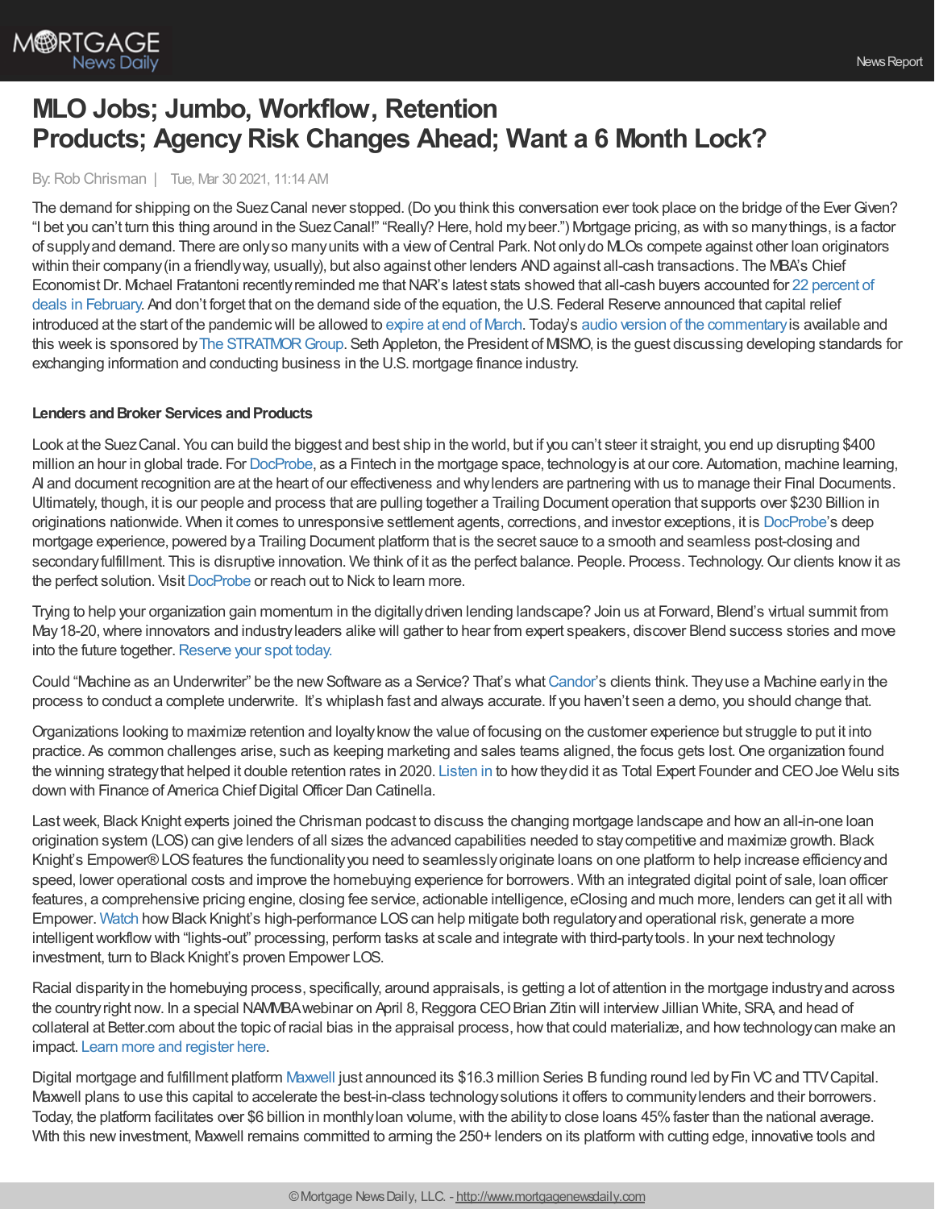# MLO Jobs; Jumbo, Workflow, Retention Products; Agency Risk Changes Ahead; Want a 6 Month Lock?

By: Rob Chrisman | Tue, Mar 30 2021, 11:14 AM

The demand for shipping on the Suez Canal never stopped. (Do you think this conversation ever took place on the bridge of the Ever Given? "I bet you can't turn this thing around in the Suez Canal!" "Really? Here, hold my beer.") Mortgage pricing, as with so many things, is a factor of supply and demand. There are only so many units with a view of Central Park. Not only do MLOs compete against other loan originators within their company (in a friendly way, usually), but also against other lenders AND against all-cash transactions. The MBA's Chief Economist Dr. Michael Fratantoni recently reminded me that NAR's latest stats showed that all-cash buyers accounted for 22 percent of deals in February. And don't forget that on the demand side of the equation, the U.S. Federal Reserve announced that capital relief introduced at the start of the pandemic will be allowed to expire at end of March. Today's audio version of the commentary is available and this week is sponsored by The STRATMOR Group. Seth Appleton, the President of MISMO, is the guest discussing developing standards for exchanging information and conducting business in the U.S. mortgage finance industry.

**Lenders and Broker Services and Products**

Look at the Suez Canal. You can build the biggest and best ship in the world, but if you can't steer it straight, you end up disrupting $400 million an hour in global trade. For DocProbe, as a Fintech in the mortgage space, technology is at our core. Automation, machine learning, AI and document recognition are at the heart of our effectiveness and why lenders are partnering with us to manage their Final Documents. Ultimately, though, it is our people and process that are pulling together a Trailing Document operation that supports over $230 Billion in originations nationwide. When it comes to unresponsive settlement agents, corrections, and investor exceptions, it is DocProbe's deep mortgage experience, powered by a Trailing Document platform that is the secret sauce to a smooth and seamless post-closing and secondary fulfillment. This is disruptive innovation. We think of it as the perfect balance. People. Process. Technology. Our clients know it as the perfect solution. Visit DocProbe or reach out to Nick to learn more.

Trying to help your organization gain momentum in the digitally driven lending landscape? Join us at Forward, Blend's virtual summit from May 18-20, where innovators and industry leaders alike will gather to hear from expert speakers, discover Blend success stories and move into the future together. Reserve your spot today.

Could "Machine as an Underwriter" be the new Software as a Service? That's what Candor's clients think. They use a Machine early in the process to conduct a complete underwrite. It's whiplash fast and always accurate. If you haven't seen a demo, you should change that.

Organizations looking to maximize retention and loyalty know the value of focusing on the customer experience but struggle to put it into practice. As common challenges arise, such as keeping marketing and sales teams aligned, the focus gets lost. One organization found the winning strategy that helped it double retention rates in 2020. Listen in to how they did it as Total Expert Founder and CEO Joe Welu sits down with Finance of America Chief Digital Officer Dan Catinella.

Last week, Black Knight experts joined the Chrisman podcast to discuss the changing mortgage landscape and how an all-in-one loan origination system (LOS) can give lenders of all sizes the advanced capabilities needed to stay competitive and maximize growth. Black Knight's Empower® LOS features the functionality you need to seamlessly originate loans on one platform to help increase efficiency and speed, lower operational costs and improve the homebuying experience for borrowers. With an integrated digital point of sale, loan officer features, a comprehensive pricing engine, closing fee service, actionable intelligence, eClosing and much more, lenders can get it all with Empower. Watch how Black Knight's high-performance LOS can help mitigate both regulatory and operational risk, generate a more intelligent workflow with "lights-out" processing, perform tasks at scale and integrate with third-party tools. In your next technology investment, turn to Black Knight's proven Empower LOS.

Racial disparity in the homebuying process, specifically, around appraisals, is getting a lot of attention in the mortgage industry and across the country right now. In a special NAMMBA webinar on April 8, Reggora CEO Brian Zitin will interview Jillian White, SRA, and head of collateral at Better.com about the topic of racial bias in the appraisal process, how that could materialize, and how technology can make an impact. Learn more and register here.

Digital mortgage and fulfillment platform Maxwell just announced its $16.3 million Series B funding round led by Fin VC and TTV Capital. Maxwell plans to use this capital to accelerate the best-in-class technology solutions it offers to community lenders and their borrowers. Today, the platform facilitates over $6 billion in monthly loan volume, with the ability to close loans 45% faster than the national average. With this new investment, Maxwell remains committed to arming the 250+ lenders on its platform with cutting edge, innovative tools and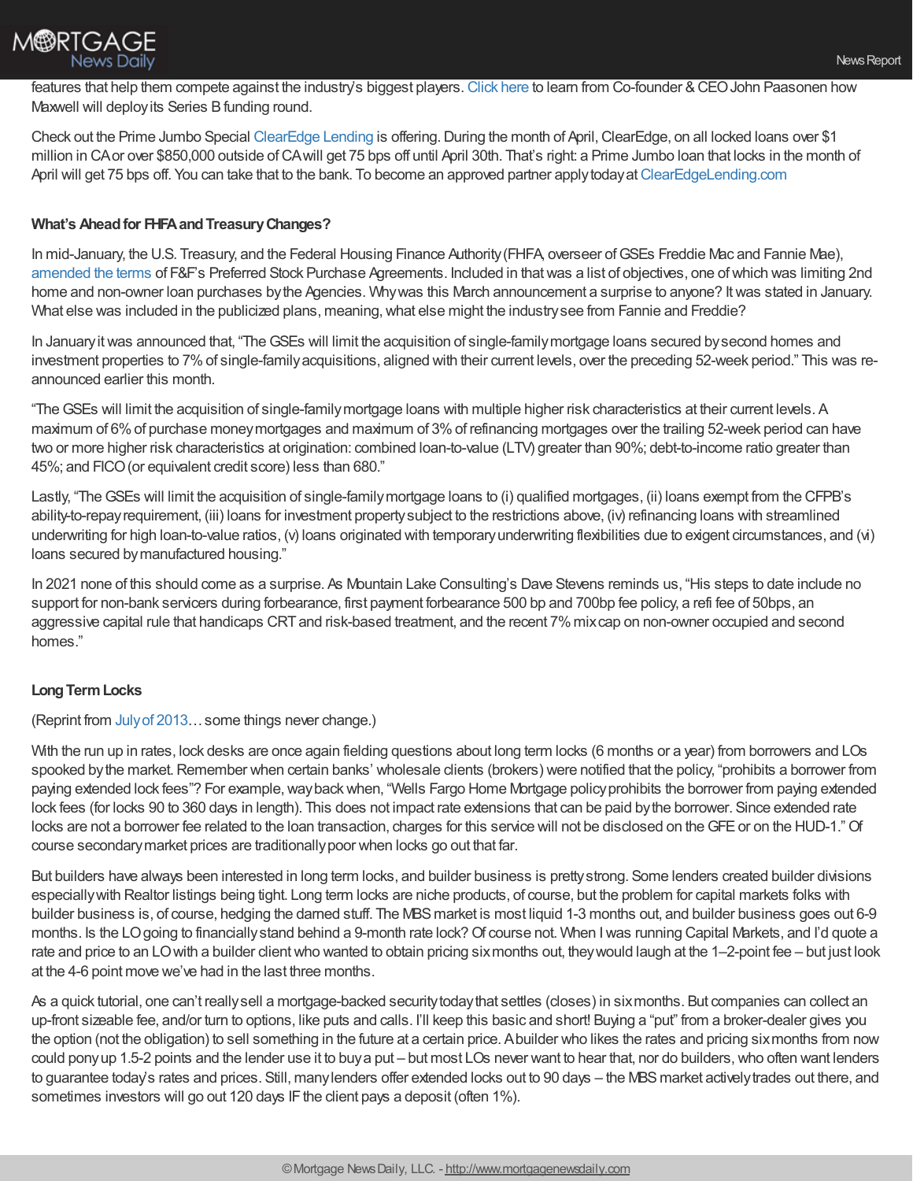features that help them compete against the industry's biggest players. Click here to learn from Co-founder & CEO John Paasonen how Maxwell will deploy its Series B funding round.

Check out the Prime Jumbo Special ClearEdge Lending is offering. During the month of April, ClearEdge, on all locked loans over $1 million in CA or over $850,000 outside of CA will get 75 bps off until April 30th. That's right: a Prime Jumbo loan that locks in the month of April will get 75 bps off. You can take that to the bank. To become an approved partner apply today at ClearEdgeLending.com

**What's Ahead for FHFA and Treasury Changes?**

In mid-January, the U.S. Treasury, and the Federal Housing Finance Authority (FHFA, overseer of GSEs Freddie Mac and Fannie Mae), amended the terms of F&F's Preferred Stock Purchase Agreements. Included in that was a list of objectives, one of which was limiting 2nd home and non-owner loan purchases by the Agencies. Why was this March announcement a surprise to anyone? It was stated in January. What else was included in the publicized plans, meaning, what else might the industry see from Fannie and Freddie?

In January it was announced that, "The GSEs will limit the acquisition of single-family mortgage loans secured by second homes and investment properties to 7% of single-family acquisitions, aligned with their current levels, over the preceding 52-week period." This was re-announced earlier this month.

"The GSEs will limit the acquisition of single-family mortgage loans with multiple higher risk characteristics at their current levels. A maximum of 6% of purchase money mortgages and maximum of 3% of refinancing mortgages over the trailing 52-week period can have two or more higher risk characteristics at origination: combined loan-to-value (LTV) greater than 90%; debt-to-income ratio greater than 45%; and FICO (or equivalent credit score) less than 680."

Lastly, "The GSEs will limit the acquisition of single-family mortgage loans to (i) qualified mortgages, (ii) loans exempt from the CFPB's ability-to-repay requirement, (iii) loans for investment property subject to the restrictions above, (iv) refinancing loans with streamlined underwriting for high loan-to-value ratios, (v) loans originated with temporary underwriting flexibilities due to exigent circumstances, and (vi) loans secured by manufactured housing."

In 2021 none of this should come as a surprise. As Mountain Lake Consulting's Dave Stevens reminds us, "His steps to date include no support for non-bank servicers during forbearance, first payment forbearance 500 bp and 700bp fee policy, a refi fee of 50bps, an aggressive capital rule that handicaps CRT and risk-based treatment, and the recent 7% mix cap on non-owner occupied and second homes."

**Long Term Locks**

(Reprint from July of 2013… some things never change.)

With the run up in rates, lock desks are once again fielding questions about long term locks (6 months or a year) from borrowers and LOs spooked by the market. Remember when certain banks' wholesale clients (brokers) were notified that the policy, "prohibits a borrower from paying extended lock fees"? For example, way back when, "Wells Fargo Home Mortgage policy prohibits the borrower from paying extended lock fees (for locks 90 to 360 days in length). This does not impact rate extensions that can be paid by the borrower. Since extended rate locks are not a borrower fee related to the loan transaction, charges for this service will not be disclosed on the GFE or on the HUD-1." Of course secondary market prices are traditionally poor when locks go out that far.

But builders have always been interested in long term locks, and builder business is pretty strong. Some lenders created builder divisions especially with Realtor listings being tight. Long term locks are niche products, of course, but the problem for capital markets folks with builder business is, of course, hedging the darned stuff. The MBS market is most liquid 1-3 months out, and builder business goes out 6-9 months. Is the LO going to financially stand behind a 9-month rate lock? Of course not. When I was running Capital Markets, and I'd quote a rate and price to an LO with a builder client who wanted to obtain pricing six months out, they would laugh at the 1–2-point fee – but just look at the 4-6 point move we've had in the last three months.

As a quick tutorial, one can't really sell a mortgage-backed security today that settles (closes) in six months. But companies can collect an up-front sizeable fee, and/or turn to options, like puts and calls. I'll keep this basic and short! Buying a "put" from a broker-dealer gives you the option (not the obligation) to sell something in the future at a certain price. A builder who likes the rates and pricing six months from now could pony up 1.5-2 points and the lender use it to buy a put – but most LOs never want to hear that, nor do builders, who often want lenders to guarantee today's rates and prices. Still, many lenders offer extended locks out to 90 days – the MBS market actively trades out there, and sometimes investors will go out 120 days IF the client pays a deposit (often 1%).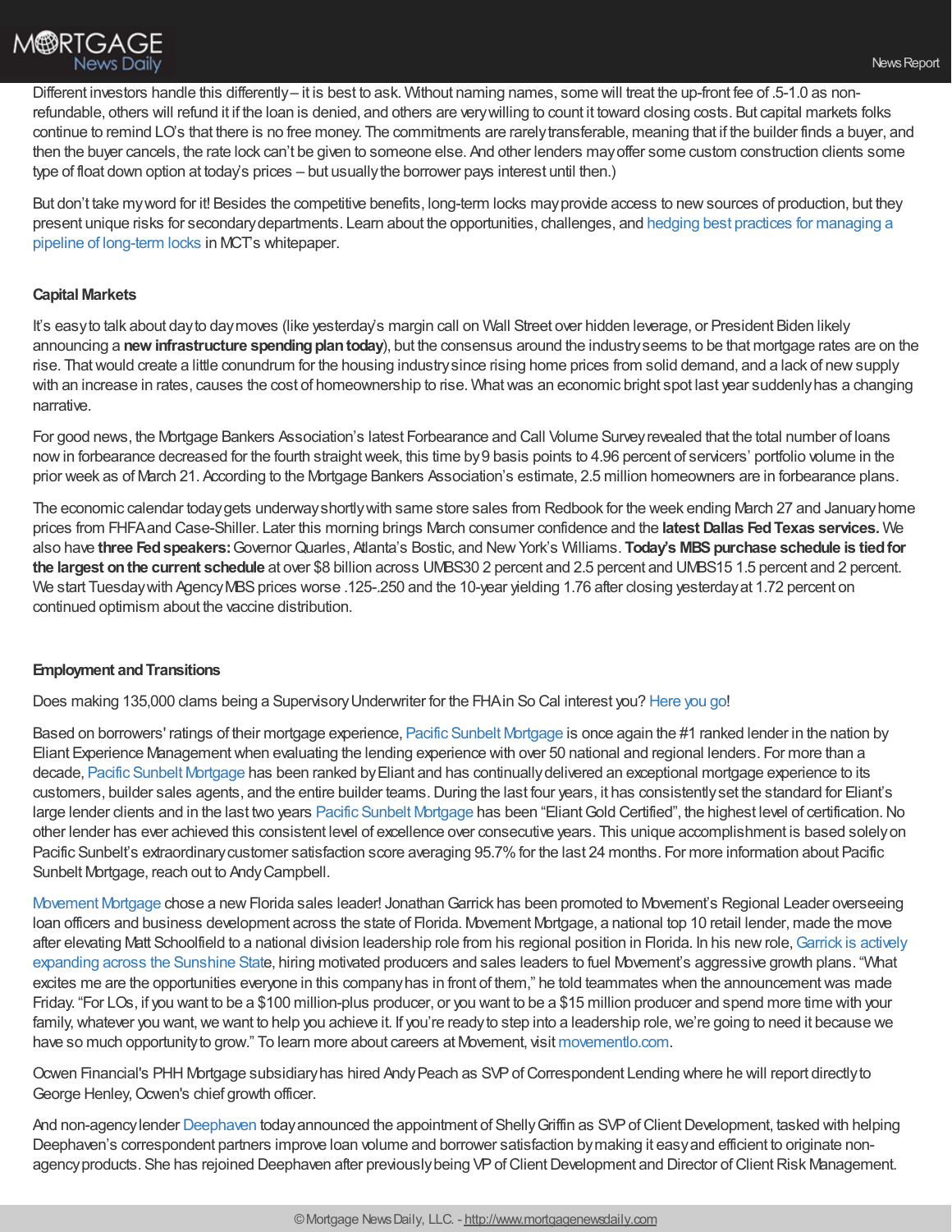Different investors handle this differently – it is best to ask. Without naming names, some will treat the up-front fee of .5-1.0 as non-refundable, others will refund it if the loan is denied, and others are very willing to count it toward closing costs. But capital markets folks continue to remind LO's that there is no free money. The commitments are rarely transferable, meaning that if the builder finds a buyer, and then the buyer cancels, the rate lock can't be given to someone else. And other lenders may offer some custom construction clients some type of float down option at today's prices – but usually the borrower pays interest until then.)

But don't take my word for it! Besides the competitive benefits, long-term locks may provide access to new sources of production, but they present unique risks for secondary departments. Learn about the opportunities, challenges, and hedging best practices for managing a pipeline of long-term locks in MCT's whitepaper.

**Capital Markets**

It's easy to talk about day to day moves (like yesterday's margin call on Wall Street over hidden leverage, or President Biden likely announcing a **new infrastructure spending plan today**), but the consensus around the industry seems to be that mortgage rates are on the rise. That would create a little conundrum for the housing industry since rising home prices from solid demand, and a lack of new supply with an increase in rates, causes the cost of homeownership to rise. What was an economic bright spot last year suddenly has a changing narrative.

For good news, the Mortgage Bankers Association's latest Forbearance and Call Volume Survey revealed that the total number of loans now in forbearance decreased for the fourth straight week, this time by 9 basis points to 4.96 percent of servicers' portfolio volume in the prior week as of March 21. According to the Mortgage Bankers Association's estimate, 2.5 million homeowners are in forbearance plans.

The economic calendar today gets underway shortly with same store sales from Redbook for the week ending March 27 and January home prices from FHFA and Case-Shiller. Later this morning brings March consumer confidence and the **latest Dallas Fed Texas services.** We also have **three Fed speakers:** Governor Quarles, Atlanta's Bostic, and New York's Williams. **Today's MBS purchase schedule is tied for the largest on the current schedule** at over $8 billion across UMBS30 2 percent and 2.5 percent and UMBS15 1.5 percent and 2 percent. We start Tuesday with Agency MBS prices worse .125-.250 and the 10-year yielding 1.76 after closing yesterday at 1.72 percent on continued optimism about the vaccine distribution.

**Employment and Transitions**

Does making 135,000 clams being a Supervisory Underwriter for the FHA in So Cal interest you? Here you go!

Based on borrowers' ratings of their mortgage experience, Pacific Sunbelt Mortgage is once again the #1 ranked lender in the nation by Eliant Experience Management when evaluating the lending experience with over 50 national and regional lenders. For more than a decade, Pacific Sunbelt Mortgage has been ranked by Eliant and has continually delivered an exceptional mortgage experience to its customers, builder sales agents, and the entire builder teams. During the last four years, it has consistently set the standard for Eliant's large lender clients and in the last two years Pacific Sunbelt Mortgage has been "Eliant Gold Certified", the highest level of certification. No other lender has ever achieved this consistent level of excellence over consecutive years. This unique accomplishment is based solely on Pacific Sunbelt's extraordinary customer satisfaction score averaging 95.7% for the last 24 months. For more information about Pacific Sunbelt Mortgage, reach out to Andy Campbell.

Movement Mortgage chose a new Florida sales leader! Jonathan Garrick has been promoted to Movement's Regional Leader overseeing loan officers and business development across the state of Florida. Movement Mortgage, a national top 10 retail lender, made the move after elevating Matt Schoolfield to a national division leadership role from his regional position in Florida. In his new role, Garrick is actively expanding across the Sunshine State, hiring motivated producers and sales leaders to fuel Movement's aggressive growth plans. "What excites me are the opportunities everyone in this company has in front of them," he told teammates when the announcement was made Friday. "For LOs, if you want to be a $100 million-plus producer, or you want to be a $15 million producer and spend more time with your family, whatever you want, we want to help you achieve it. If you're ready to step into a leadership role, we're going to need it because we have so much opportunity to grow." To learn more about careers at Movement, visit movementlo.com.

Ocwen Financial's PHH Mortgage subsidiary has hired Andy Peach as SVP of Correspondent Lending where he will report directly to George Henley, Ocwen's chief growth officer.

And non-agency lender Deephaven today announced the appointment of Shelly Griffin as SVP of Client Development, tasked with helping Deephaven's correspondent partners improve loan volume and borrower satisfaction by making it easy and efficient to originate non-agency products. She has rejoined Deephaven after previously being VP of Client Development and Director of Client Risk Management.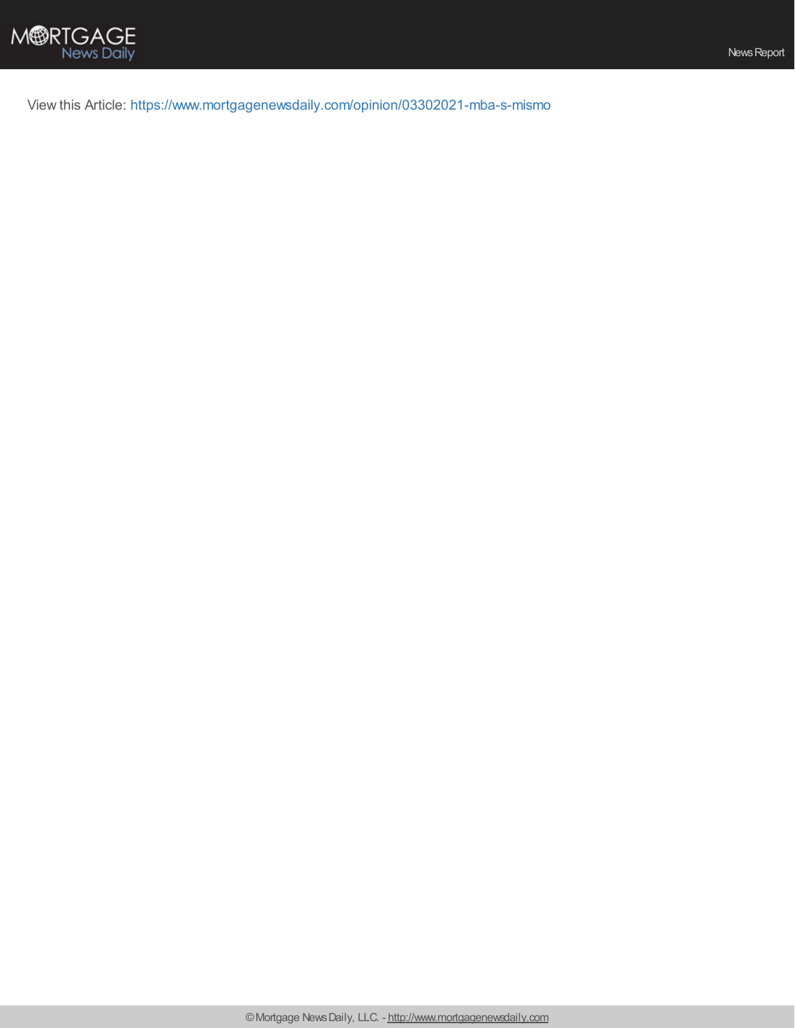View this Article: https://www.mortgagenewsdaily.com/opinion/03302021-mba-s-mismo